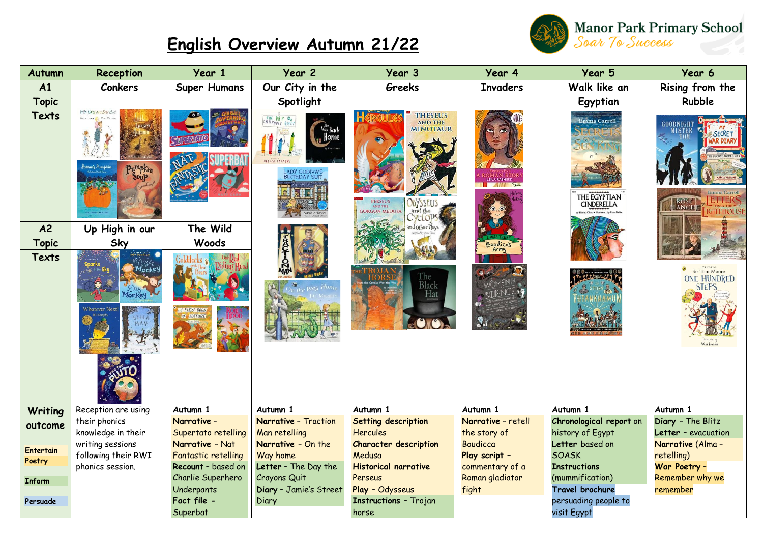# English Overview Autumn 21/22

Manor Park Primary School
Soar To Success

| Autumn | Reception | Year 1 | Year 2 | Year 3 | Year 4 | Year 5 | Year 6 |
|---|---|---|---|---|---|---|---|
| A1 Topic | Conkers | Super Humans | Our City in the Spotlight | Greeks | Invaders | Walk like an Egyptian | Rising from the Rubble |
| Texts | | | | | | | |
| A2 Topic | Up High in our Sky | The Wild Woods | | | | | |
| Texts | | | | | | | |
| Writing outcome<br><br>Entertain<br>Poetry<br><br>Inform<br><br>Persuade | Reception are using their phonics knowledge in their writing sessions following their RWI phonics session. | **Autumn 1**<br>**Narrative** – Supertato retelling<br>**Narrative** – Nat Fantastic retelling<br>**Recount** – based on Charlie Superhero Underpants<br>**Fact file** – Superbat | **Autumn 1**<br>**Narrative** – Traction Man retelling<br>**Narrative** – On the Way home<br>**Letter** – The Day the Crayons Quit<br>**Diary** – Jamie's Street Diary | **Autumn 1**<br>**Setting description** Hercules<br>**Character description** Medusa<br>**Historical narrative** Perseus<br>**Play** – Odysseus<br>**Instructions** – Trojan horse | **Autumn 1**<br>**Narrative** – retell the story of Boudicca<br>**Play script** – commentary of a Roman gladiator fight | **Autumn 1**<br>**Chronological report** on history of Egypt<br>**Letter** based on SOASK<br>**Instructions** (mummification)<br>**Travel brochure** persuading people to visit Egypt | **Autumn 1**<br>**Diary** – The Blitz<br>**Letter** – evacuation<br>**Narrative** (Alma – retelling)<br>**War Poetry** – Remember why we remember |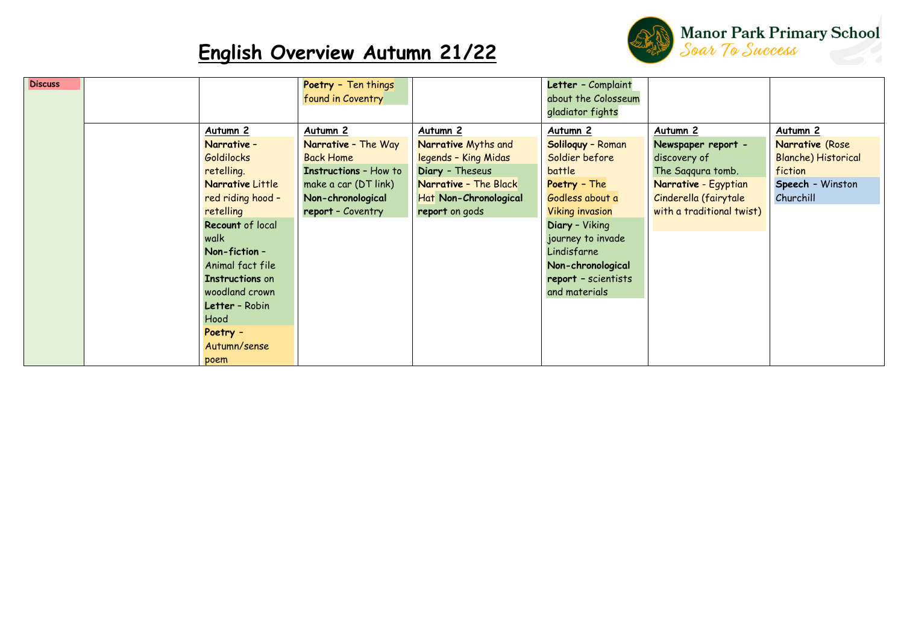# English Overview Autumn 21/22

Manor Park Primary School
Soar To Success

| | | | | | | | |
|---|---|---|---|---|---|---|---|
| Discuss | | | **Poetry** – Ten things found in Coventry | | **Letter** – Complaint about the Colosseum gladiator fights | | |
| | | **Autumn 2**<br>**Narrative** – Goldilocks retelling.<br>**Narrative** Little red riding hood – retelling<br>**Recount** of local walk<br>**Non-fiction** – Animal fact file<br>**Instructions** on woodland crown<br>**Letter** – Robin Hood<br>**Poetry** – Autumn/sense poem | **Autumn 2**<br>**Narrative** – The Way Back Home<br>**Instructions** – How to make a car (DT link)<br>**Non-chronological report** – Coventry | **Autumn 2**<br>**Narrative** Myths and legends – King Midas<br>**Diary** – Theseus<br>**Narrative** – The Black Hat **Non-Chronological report** on gods | **Autumn 2**<br>**Soliloquy** – Roman Soldier before battle<br>**Poetry** – The Godless about a Viking invasion<br>**Diary** – Viking journey to invade Lindisfarne<br>**Non-chronological report** – scientists and materials | **Autumn 2**<br>**Newspaper report** – discovery of The Saqqura tomb.<br>**Narrative** - Egyptian Cinderella (fairytale with a traditional twist) | **Autumn 2**<br>**Narrative** (Rose Blanche) Historical fiction<br>**Speech** – Winston Churchill |